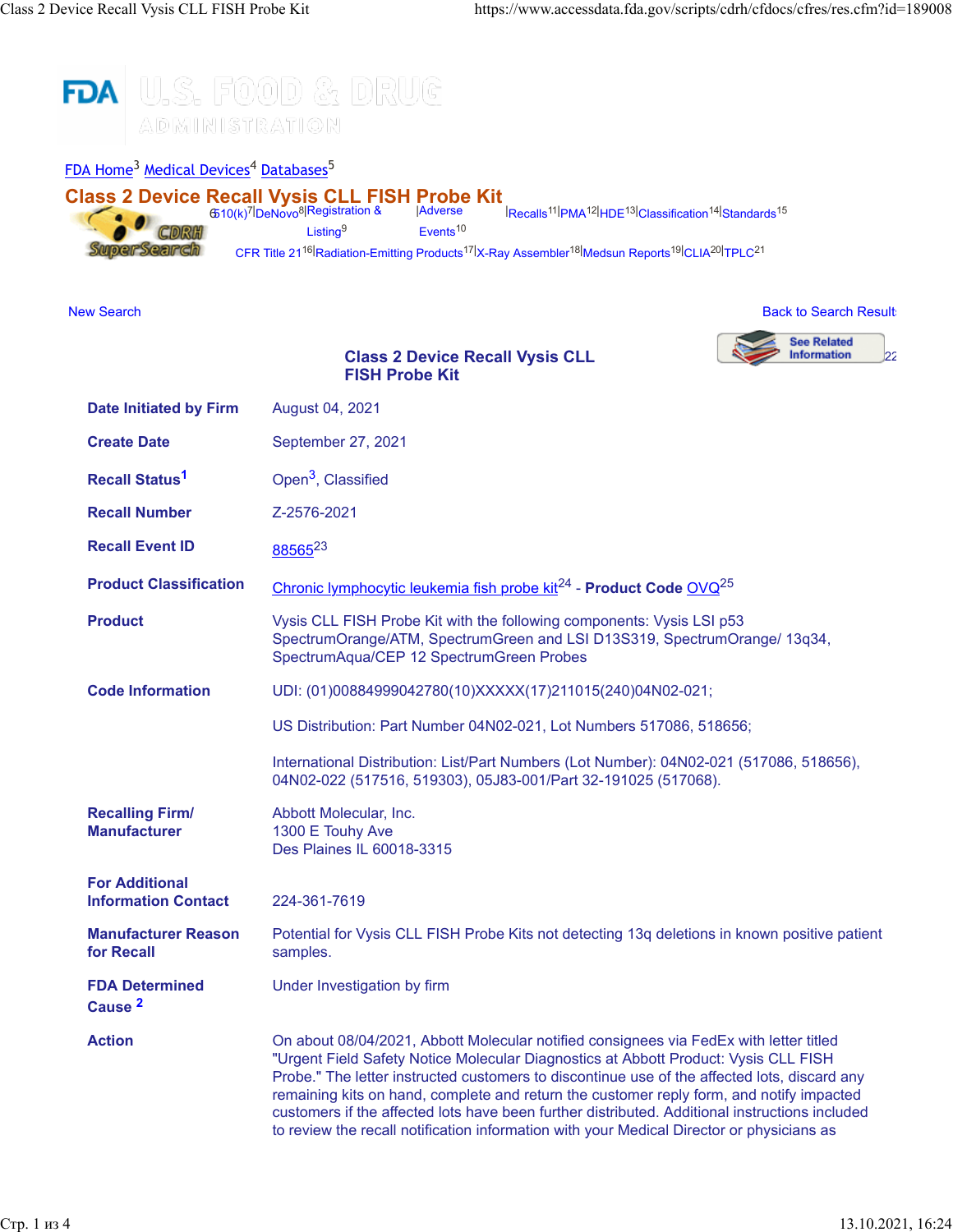FDA Home[3] Medical Devices[4] Databases[5]

# Class 2 Device Recall Vysis CLL FISH Probe Kit

510(k)[7] | DeNovo[8] | Registration & Listing[9] | Adverse Events[10] | Recalls[11] | PMA[12] | HDE[13] | Classification[14] | Standards[15]
CFR Title 21[16] | Radiation-Emitting Products[17] | X-Ray Assembler[18] | Medsun Reports[19] | CLIA[20] | TPLC[21]

New Search

Back to Search Results

See Related Information[22]

## Class 2 Device Recall Vysis CLL FISH Probe Kit

| | |
|---|---|
| **Date Initiated by Firm** | August 04, 2021 |
| **Create Date** | September 27, 2021 |
| **Recall Status**[1] | Open[3], Classified |
| **Recall Number** | Z-2576-2021 |
| **Recall Event ID** | 88565[23] |
| **Product Classification** | Chronic lymphocytic leukemia fish probe kit[24] - **Product Code** OVQ[25] |
| **Product** | Vysis CLL FISH Probe Kit with the following components: Vysis LSI p53 SpectrumOrange/ATM, SpectrumGreen and LSI D13S319, SpectrumOrange/ 13q34, SpectrumAqua/CEP 12 SpectrumGreen Probes |
| **Code Information** | UDI: (01)00884999042780(10)XXXXX(17)211015(240)04N02-021;<br><br>US Distribution: Part Number 04N02-021, Lot Numbers 517086, 518656;<br><br>International Distribution: List/Part Numbers (Lot Number): 04N02-021 (517086, 518656), 04N02-022 (517516, 519303), 05J83-001/Part 32-191025 (517068). |
| **Recalling Firm/ Manufacturer** | Abbott Molecular, Inc.<br>1300 E Touhy Ave<br>Des Plaines IL 60018-3315 |
| **For Additional Information Contact** | 224-361-7619 |
| **Manufacturer Reason for Recall** | Potential for Vysis CLL FISH Probe Kits not detecting 13q deletions in known positive patient samples. |
| **FDA Determined Cause** [2] | Under Investigation by firm |
| **Action** | On about 08/04/2021, Abbott Molecular notified consignees via FedEx with letter titled "Urgent Field Safety Notice Molecular Diagnostics at Abbott Product: Vysis CLL FISH Probe." The letter instructed customers to discontinue use of the affected lots, discard any remaining kits on hand, complete and return the customer reply form, and notify impacted customers if the affected lots have been further distributed. Additional instructions included to review the recall notification information with your Medical Director or physicians as |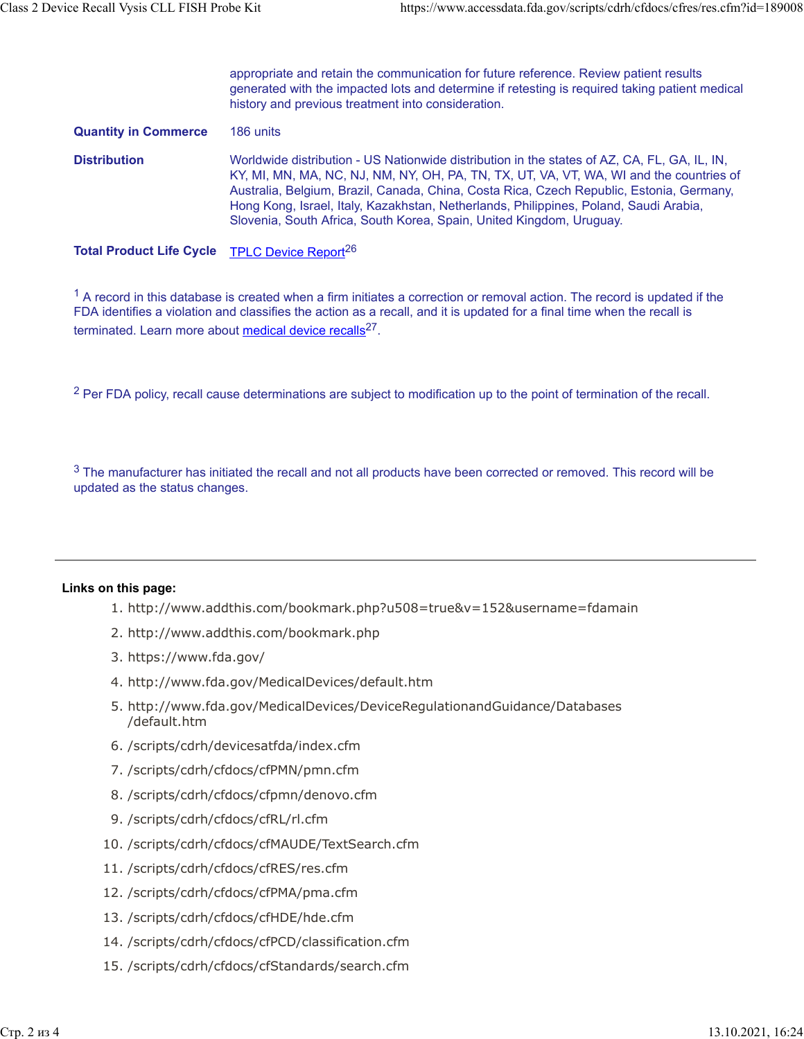| | |
|---|---|
| | appropriate and retain the communication for future reference. Review patient results generated with the impacted lots and determine if retesting is required taking patient medical history and previous treatment into consideration. |
| **Quantity in Commerce** | 186 units |
| **Distribution** | Worldwide distribution - US Nationwide distribution in the states of AZ, CA, FL, GA, IL, IN, KY, MI, MN, MA, NC, NJ, NM, NY, OH, PA, TN, TX, UT, VA, VT, WA, WI and the countries of Australia, Belgium, Brazil, Canada, China, Costa Rica, Czech Republic, Estonia, Germany, Hong Kong, Israel, Italy, Kazakhstan, Netherlands, Philippines, Poland, Saudi Arabia, Slovenia, South Africa, South Korea, Spain, United Kingdom, Uruguay. |
| **Total Product Life Cycle** | TPLC Device Report[26] |

[1] A record in this database is created when a firm initiates a correction or removal action. The record is updated if the FDA identifies a violation and classifies the action as a recall, and it is updated for a final time when the recall is terminated. Learn more about medical device recalls[27].

[2] Per FDA policy, recall cause determinations are subject to modification up to the point of termination of the recall.

[3] The manufacturer has initiated the recall and not all products have been corrected or removed. This record will be updated as the status changes.

---

**Links on this page:**

1. http://www.addthis.com/bookmark.php?u508=true&v=152&username=fdamain
2. http://www.addthis.com/bookmark.php
3. https://www.fda.gov/
4. http://www.fda.gov/MedicalDevices/default.htm
5. http://www.fda.gov/MedicalDevices/DeviceRegulationandGuidance/Databases/default.htm
6. /scripts/cdrh/devicesatfda/index.cfm
7. /scripts/cdrh/cfdocs/cfPMN/pmn.cfm
8. /scripts/cdrh/cfdocs/cfpmn/denovo.cfm
9. /scripts/cdrh/cfdocs/cfRL/rl.cfm
10. /scripts/cdrh/cfdocs/cfMAUDE/TextSearch.cfm
11. /scripts/cdrh/cfdocs/cfRES/res.cfm
12. /scripts/cdrh/cfdocs/cfPMA/pma.cfm
13. /scripts/cdrh/cfdocs/cfHDE/hde.cfm
14. /scripts/cdrh/cfdocs/cfPCD/classification.cfm
15. /scripts/cdrh/cfdocs/cfStandards/search.cfm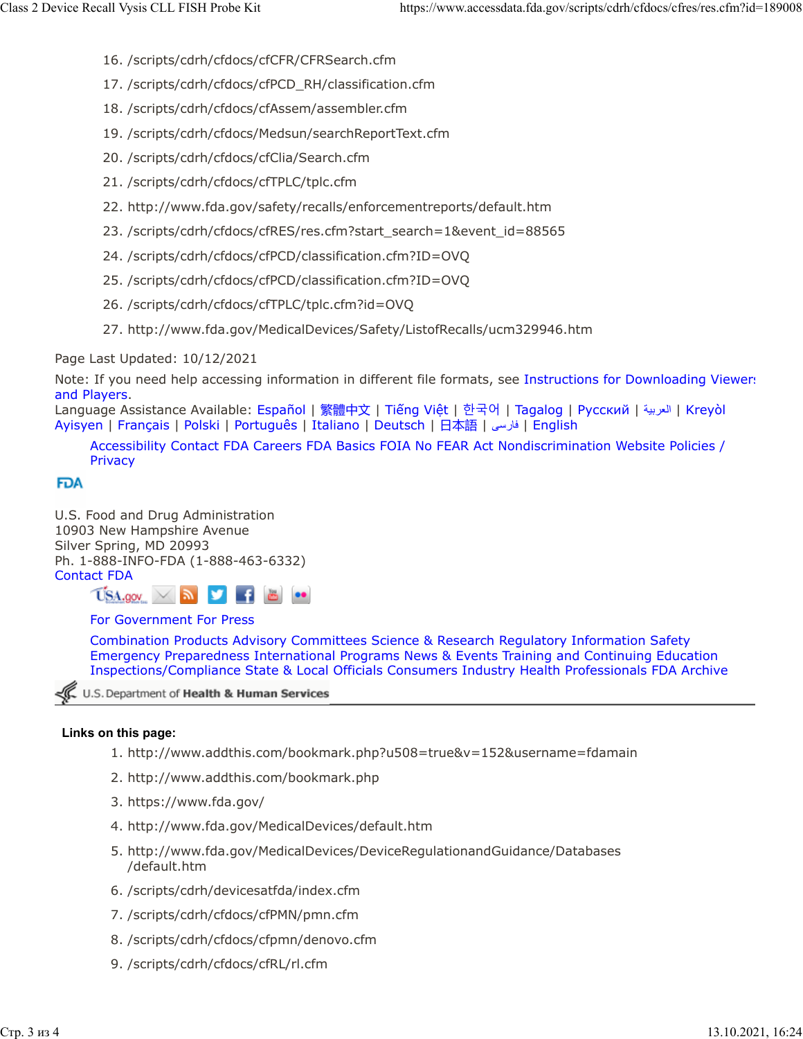16. /scripts/cdrh/cfdocs/cfCFR/CFRSearch.cfm
17. /scripts/cdrh/cfdocs/cfPCD_RH/classification.cfm
18. /scripts/cdrh/cfdocs/cfAssem/assembler.cfm
19. /scripts/cdrh/cfdocs/Medsun/searchReportText.cfm
20. /scripts/cdrh/cfdocs/cfClia/Search.cfm
21. /scripts/cdrh/cfdocs/cfTPLC/tplc.cfm
22. http://www.fda.gov/safety/recalls/enforcementreports/default.htm
23. /scripts/cdrh/cfdocs/cfRES/res.cfm?start_search=1&event_id=88565
24. /scripts/cdrh/cfdocs/cfPCD/classification.cfm?ID=OVQ
25. /scripts/cdrh/cfdocs/cfPCD/classification.cfm?ID=OVQ
26. /scripts/cdrh/cfdocs/cfTPLC/tplc.cfm?id=OVQ
27. http://www.fda.gov/MedicalDevices/Safety/ListofRecalls/ucm329946.htm

Page Last Updated: 10/12/2021

Note: If you need help accessing information in different file formats, see Instructions for Downloading Viewers and Players.

Language Assistance Available: Español | 繁體中文 | Tiếng Việt | 한국어 | Tagalog | Русский | العربية | Kreyòl Ayisyen | Français | Polski | Português | Italiano | Deutsch | 日本語 | فارسی | English

Accessibility Contact FDA Careers FDA Basics FOIA No FEAR Act Nondiscrimination Website Policies / Privacy

FDA

U.S. Food and Drug Administration
10903 New Hampshire Avenue
Silver Spring, MD 20993
Ph. 1-888-INFO-FDA (1-888-463-6332)
Contact FDA

For Government For Press

Combination Products Advisory Committees Science & Research Regulatory Information Safety Emergency Preparedness International Programs News & Events Training and Continuing Education Inspections/Compliance State & Local Officials Consumers Industry Health Professionals FDA Archive

U.S. Department of Health & Human Services

**Links on this page:**

1. http://www.addthis.com/bookmark.php?u508=true&v=152&username=fdamain
2. http://www.addthis.com/bookmark.php
3. https://www.fda.gov/
4. http://www.fda.gov/MedicalDevices/default.htm
5. http://www.fda.gov/MedicalDevices/DeviceRegulationandGuidance/Databases/default.htm
6. /scripts/cdrh/devicesatfda/index.cfm
7. /scripts/cdrh/cfdocs/cfPMN/pmn.cfm
8. /scripts/cdrh/cfdocs/cfpmn/denovo.cfm
9. /scripts/cdrh/cfdocs/cfRL/rl.cfm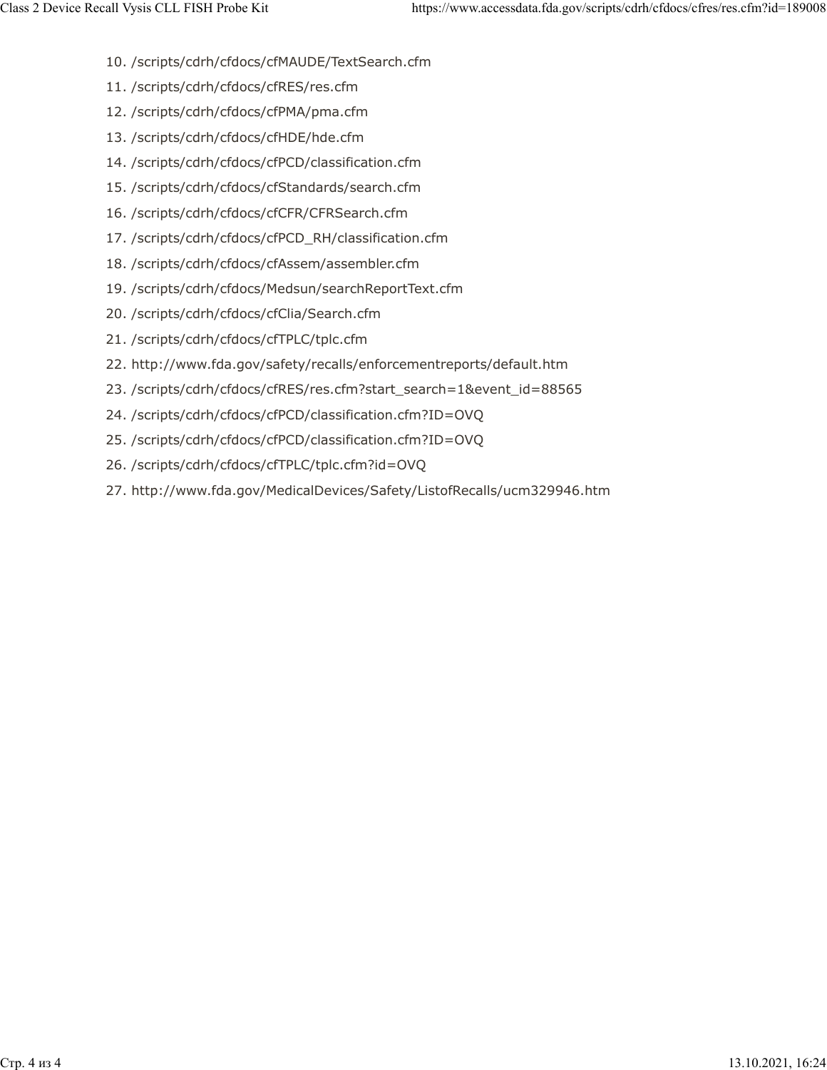10. /scripts/cdrh/cfdocs/cfMAUDE/TextSearch.cfm
11. /scripts/cdrh/cfdocs/cfRES/res.cfm
12. /scripts/cdrh/cfdocs/cfPMA/pma.cfm
13. /scripts/cdrh/cfdocs/cfHDE/hde.cfm
14. /scripts/cdrh/cfdocs/cfPCD/classification.cfm
15. /scripts/cdrh/cfdocs/cfStandards/search.cfm
16. /scripts/cdrh/cfdocs/cfCFR/CFRSearch.cfm
17. /scripts/cdrh/cfdocs/cfPCD_RH/classification.cfm
18. /scripts/cdrh/cfdocs/cfAssem/assembler.cfm
19. /scripts/cdrh/cfdocs/Medsun/searchReportText.cfm
20. /scripts/cdrh/cfdocs/cfClia/Search.cfm
21. /scripts/cdrh/cfdocs/cfTPLC/tplc.cfm
22. http://www.fda.gov/safety/recalls/enforcementreports/default.htm
23. /scripts/cdrh/cfdocs/cfRES/res.cfm?start_search=1&event_id=88565
24. /scripts/cdrh/cfdocs/cfPCD/classification.cfm?ID=OVQ
25. /scripts/cdrh/cfdocs/cfPCD/classification.cfm?ID=OVQ
26. /scripts/cdrh/cfdocs/cfTPLC/tplc.cfm?id=OVQ
27. http://www.fda.gov/MedicalDevices/Safety/ListofRecalls/ucm329946.htm